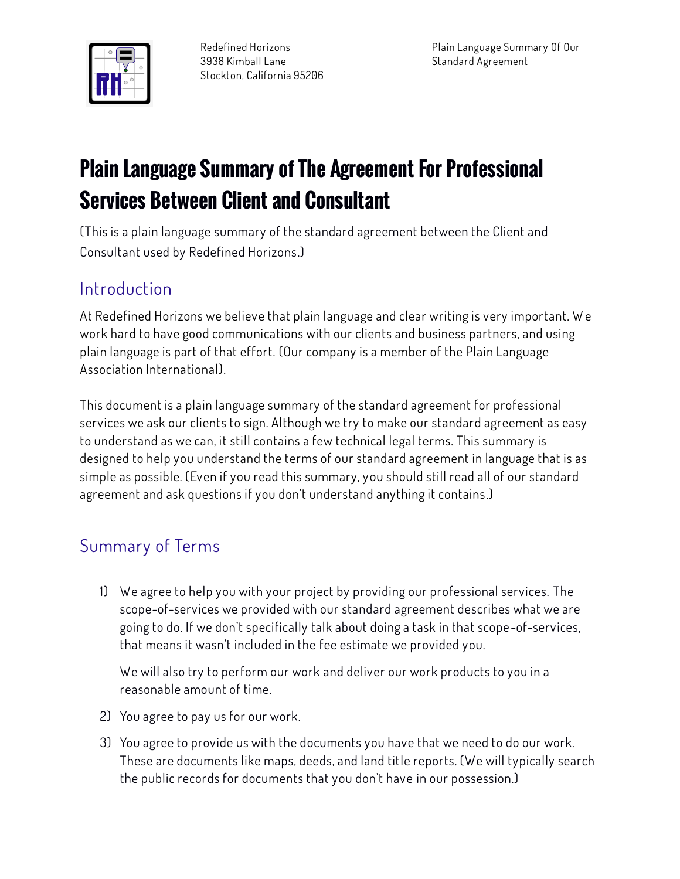Redefined Horizons
3938 Kimball Lane
Stockton, California 95206

Plain Language Summary Of Our Standard Agreement

# Plain Language Summary of The Agreement For Professional Services Between Client and Consultant

(This is a plain language summary of the standard agreement between the Client and Consultant used by Redefined Horizons.)

## Introduction

At Redefined Horizons we believe that plain language and clear writing is very important. We work hard to have good communications with our clients and business partners, and using plain language is part of that effort. (Our company is a member of the Plain Language Association International).

This document is a plain language summary of the standard agreement for professional services we ask our clients to sign. Although we try to make our standard agreement as easy to understand as we can, it still contains a few technical legal terms. This summary is designed to help you understand the terms of our standard agreement in language that is as simple as possible. (Even if you read this summary, you should still read all of our standard agreement and ask questions if you don't understand anything it contains.)

## Summary of Terms

1) We agree to help you with your project by providing our professional services. The scope-of-services we provided with our standard agreement describes what we are going to do. If we don't specifically talk about doing a task in that scope-of-services, that means it wasn't included in the fee estimate we provided you.

   We will also try to perform our work and deliver our work products to you in a reasonable amount of time.

2) You agree to pay us for our work.

3) You agree to provide us with the documents you have that we need to do our work. These are documents like maps, deeds, and land title reports. (We will typically search the public records for documents that you don't have in our possession.)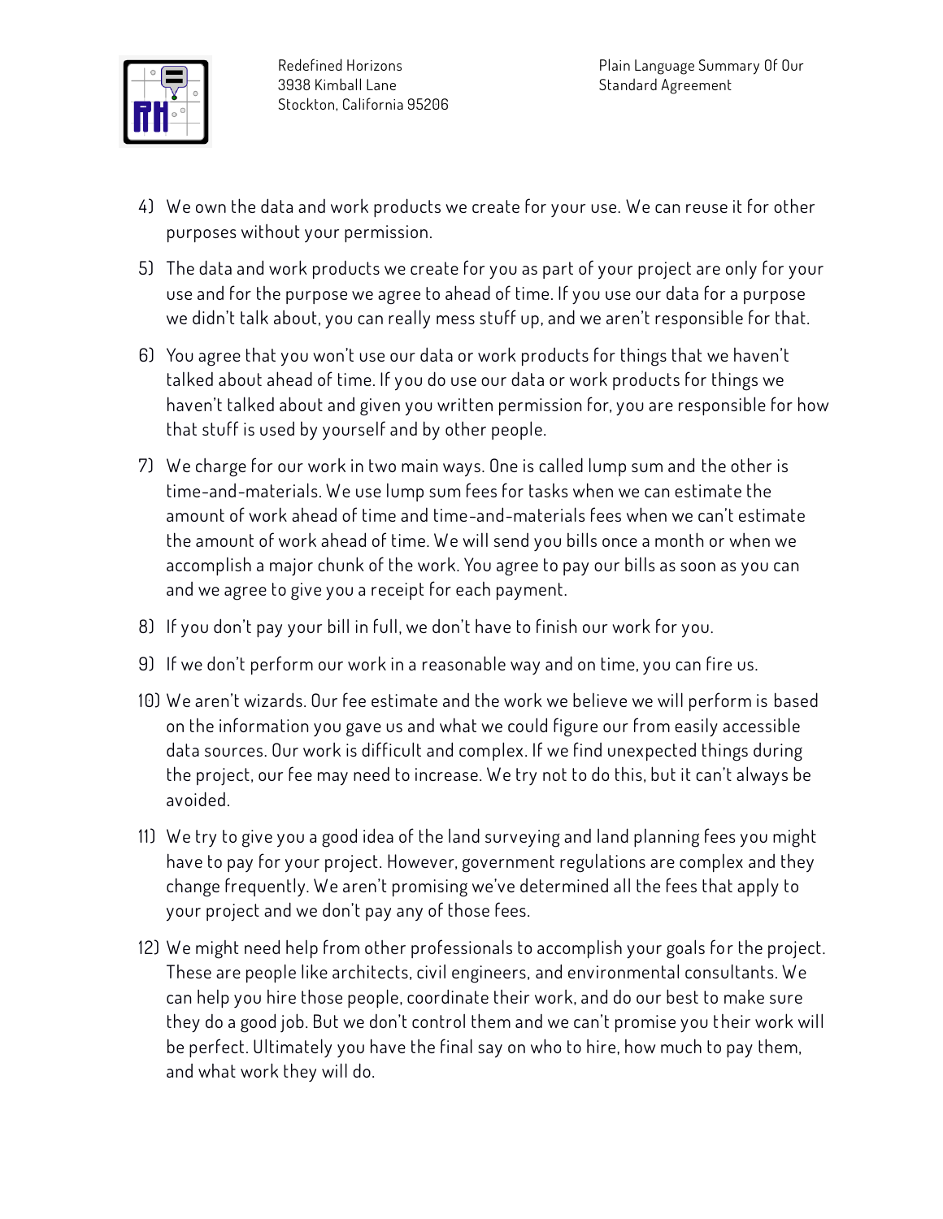4) We own the data and work products we create for your use. We can reuse it for other purposes without your permission.

5) The data and work products we create for you as part of your project are only for your use and for the purpose we agree to ahead of time. If you use our data for a purpose we didn't talk about, you can really mess stuff up, and we aren't responsible for that.

6) You agree that you won't use our data or work products for things that we haven't talked about ahead of time. If you do use our data or work products for things we haven't talked about and given you written permission for, you are responsible for how that stuff is used by yourself and by other people.

7) We charge for our work in two main ways. One is called lump sum and the other is time-and-materials. We use lump sum fees for tasks when we can estimate the amount of work ahead of time and time-and-materials fees when we can't estimate the amount of work ahead of time. We will send you bills once a month or when we accomplish a major chunk of the work. You agree to pay our bills as soon as you can and we agree to give you a receipt for each payment.

8) If you don't pay your bill in full, we don't have to finish our work for you.

9) If we don't perform our work in a reasonable way and on time, you can fire us.

10) We aren't wizards. Our fee estimate and the work we believe we will perform is based on the information you gave us and what we could figure our from easily accessible data sources. Our work is difficult and complex. If we find unexpected things during the project, our fee may need to increase. We try not to do this, but it can't always be avoided.

11) We try to give you a good idea of the land surveying and land planning fees you might have to pay for your project. However, government regulations are complex and they change frequently. We aren't promising we've determined all the fees that apply to your project and we don't pay any of those fees.

12) We might need help from other professionals to accomplish your goals for the project. These are people like architects, civil engineers, and environmental consultants. We can help you hire those people, coordinate their work, and do our best to make sure they do a good job. But we don't control them and we can't promise you their work will be perfect. Ultimately you have the final say on who to hire, how much to pay them, and what work they will do.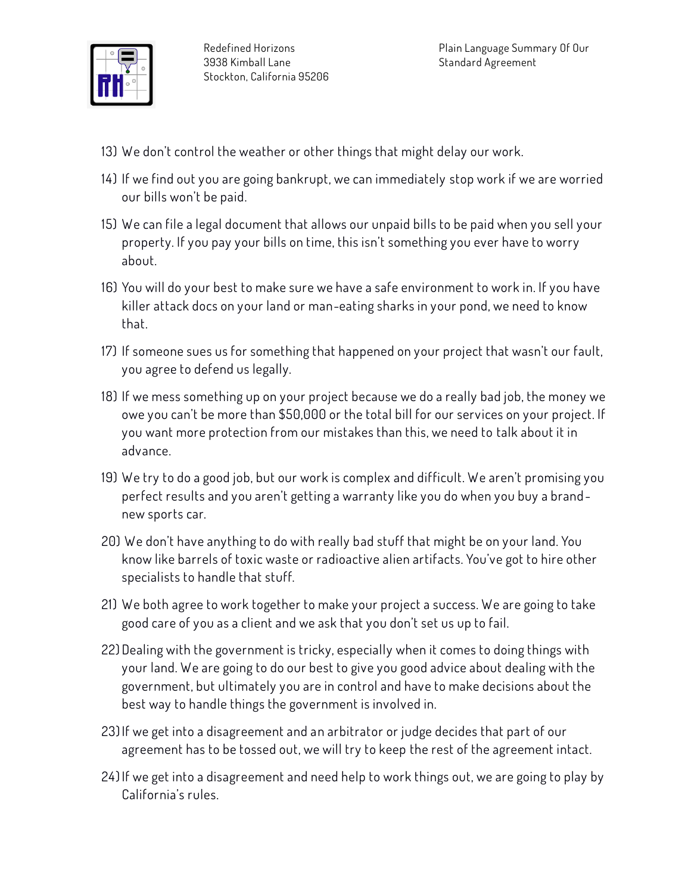13) We don't control the weather or other things that might delay our work.

14) If we find out you are going bankrupt, we can immediately stop work if we are worried our bills won't be paid.

15) We can file a legal document that allows our unpaid bills to be paid when you sell your property. If you pay your bills on time, this isn't something you ever have to worry about.

16) You will do your best to make sure we have a safe environment to work in. If you have killer attack docs on your land or man-eating sharks in your pond, we need to know that.

17) If someone sues us for something that happened on your project that wasn't our fault, you agree to defend us legally.

18) If we mess something up on your project because we do a really bad job, the money we owe you can't be more than $50,000 or the total bill for our services on your project. If you want more protection from our mistakes than this, we need to talk about it in advance.

19) We try to do a good job, but our work is complex and difficult. We aren't promising you perfect results and you aren't getting a warranty like you do when you buy a brand-new sports car.

20) We don't have anything to do with really bad stuff that might be on your land. You know like barrels of toxic waste or radioactive alien artifacts. You've got to hire other specialists to handle that stuff.

21) We both agree to work together to make your project a success. We are going to take good care of you as a client and we ask that you don't set us up to fail.

22) Dealing with the government is tricky, especially when it comes to doing things with your land. We are going to do our best to give you good advice about dealing with the government, but ultimately you are in control and have to make decisions about the best way to handle things the government is involved in.

23) If we get into a disagreement and an arbitrator or judge decides that part of our agreement has to be tossed out, we will try to keep the rest of the agreement intact.

24) If we get into a disagreement and need help to work things out, we are going to play by California's rules.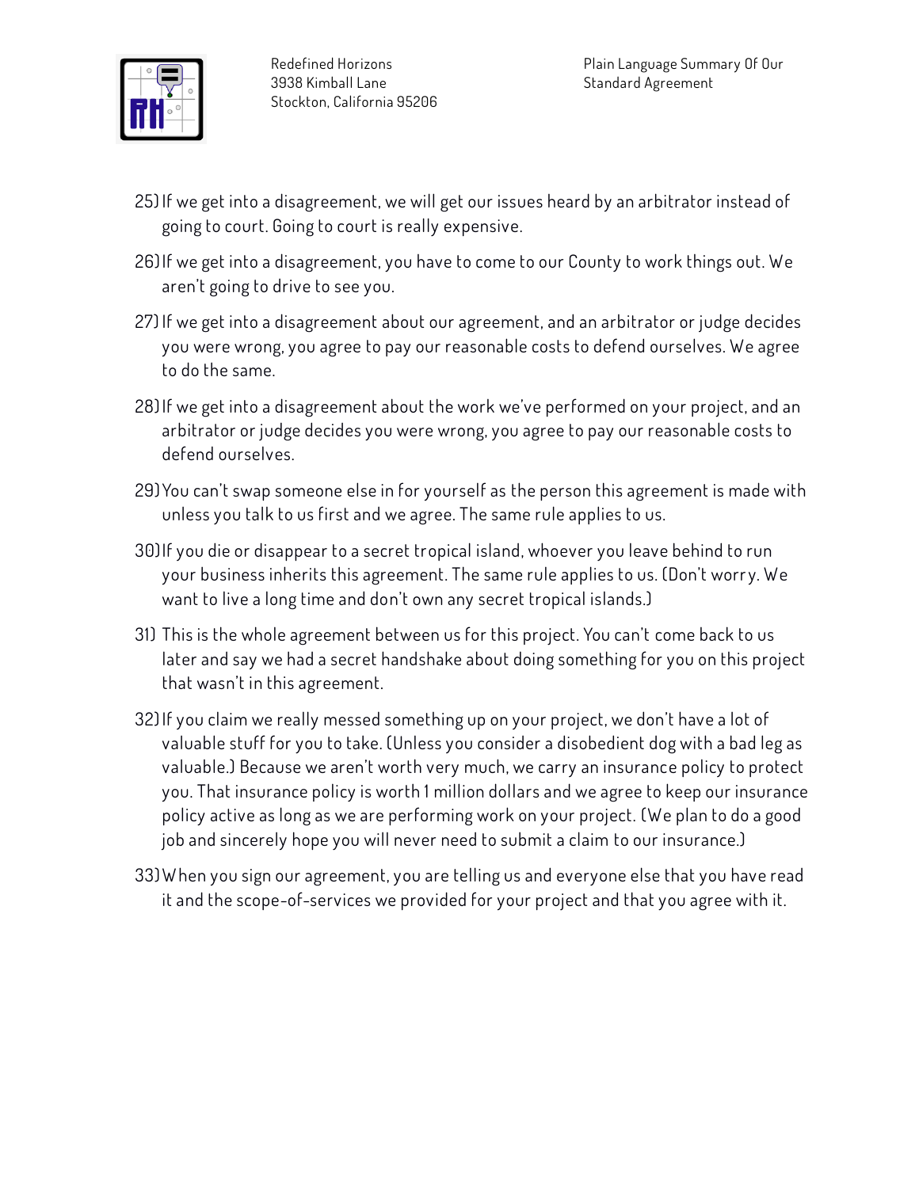25) If we get into a disagreement, we will get our issues heard by an arbitrator instead of going to court. Going to court is really expensive.

26) If we get into a disagreement, you have to come to our County to work things out. We aren't going to drive to see you.

27) If we get into a disagreement about our agreement, and an arbitrator or judge decides you were wrong, you agree to pay our reasonable costs to defend ourselves. We agree to do the same.

28) If we get into a disagreement about the work we've performed on your project, and an arbitrator or judge decides you were wrong, you agree to pay our reasonable costs to defend ourselves.

29) You can't swap someone else in for yourself as the person this agreement is made with unless you talk to us first and we agree. The same rule applies to us.

30) If you die or disappear to a secret tropical island, whoever you leave behind to run your business inherits this agreement. The same rule applies to us. (Don't worry. We want to live a long time and don't own any secret tropical islands.)

31) This is the whole agreement between us for this project. You can't come back to us later and say we had a secret handshake about doing something for you on this project that wasn't in this agreement.

32) If you claim we really messed something up on your project, we don't have a lot of valuable stuff for you to take. (Unless you consider a disobedient dog with a bad leg as valuable.) Because we aren't worth very much, we carry an insurance policy to protect you. That insurance policy is worth 1 million dollars and we agree to keep our insurance policy active as long as we are performing work on your project. (We plan to do a good job and sincerely hope you will never need to submit a claim to our insurance.)

33) When you sign our agreement, you are telling us and everyone else that you have read it and the scope-of-services we provided for your project and that you agree with it.